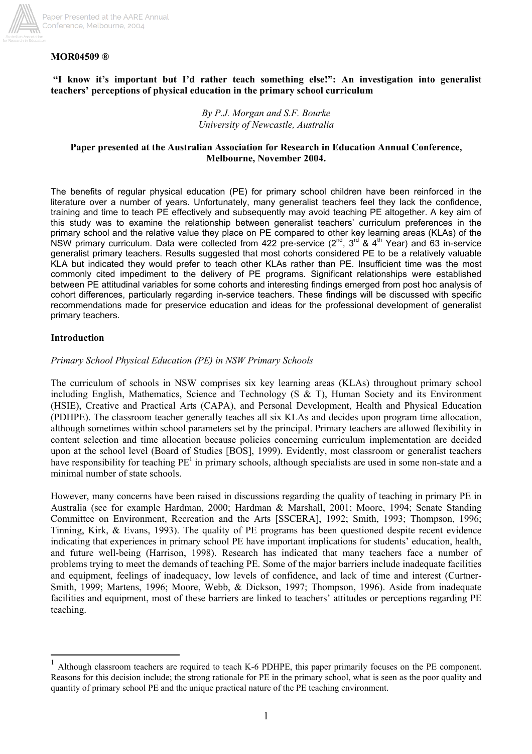**MOR04509 ®**

# "I know it's important but I'd rather teach something else!": An investigation into generalist teachers' perceptions of physical education in the primary school curriculum

*By P.J. Morgan and S.F. Bourke*
*University of Newcastle, Australia*

**Paper presented at the Australian Association for Research in Education Annual Conference, Melbourne, November 2004.**

The benefits of regular physical education (PE) for primary school children have been reinforced in the literature over a number of years. Unfortunately, many generalist teachers feel they lack the confidence, training and time to teach PE effectively and subsequently may avoid teaching PE altogether. A key aim of this study was to examine the relationship between generalist teachers' curriculum preferences in the primary school and the relative value they place on PE compared to other key learning areas (KLAs) of the NSW primary curriculum. Data were collected from 422 pre-service (2nd, 3rd & 4th Year) and 63 in-service generalist primary teachers. Results suggested that most cohorts considered PE to be a relatively valuable KLA but indicated they would prefer to teach other KLAs rather than PE. Insufficient time was the most commonly cited impediment to the delivery of PE programs. Significant relationships were established between PE attitudinal variables for some cohorts and interesting findings emerged from post hoc analysis of cohort differences, particularly regarding in-service teachers. These findings will be discussed with specific recommendations made for preservice education and ideas for the professional development of generalist primary teachers.

## Introduction

### *Primary School Physical Education (PE) in NSW Primary Schools*

The curriculum of schools in NSW comprises six key learning areas (KLAs) throughout primary school including English, Mathematics, Science and Technology (S & T), Human Society and its Environment (HSIE), Creative and Practical Arts (CAPA), and Personal Development, Health and Physical Education (PDHPE). The classroom teacher generally teaches all six KLAs and decides upon program time allocation, although sometimes within school parameters set by the principal. Primary teachers are allowed flexibility in content selection and time allocation because policies concerning curriculum implementation are decided upon at the school level (Board of Studies [BOS], 1999). Evidently, most classroom or generalist teachers have responsibility for teaching PE[1] in primary schools, although specialists are used in some non-state and a minimal number of state schools.

However, many concerns have been raised in discussions regarding the quality of teaching in primary PE in Australia (see for example Hardman, 2000; Hardman & Marshall, 2001; Moore, 1994; Senate Standing Committee on Environment, Recreation and the Arts [SSCERA], 1992; Smith, 1993; Thompson, 1996; Tinning, Kirk, & Evans, 1993). The quality of PE programs has been questioned despite recent evidence indicating that experiences in primary school PE have important implications for students' education, health, and future well-being (Harrison, 1998). Research has indicated that many teachers face a number of problems trying to meet the demands of teaching PE. Some of the major barriers include inadequate facilities and equipment, feelings of inadequacy, low levels of confidence, and lack of time and interest (Curtner-Smith, 1999; Martens, 1996; Moore, Webb, & Dickson, 1997; Thompson, 1996). Aside from inadequate facilities and equipment, most of these barriers are linked to teachers' attitudes or perceptions regarding PE teaching.

---

[1] Although classroom teachers are required to teach K-6 PDHPE, this paper primarily focuses on the PE component. Reasons for this decision include; the strong rationale for PE in the primary school, what is seen as the poor quality and quantity of primary school PE and the unique practical nature of the PE teaching environment.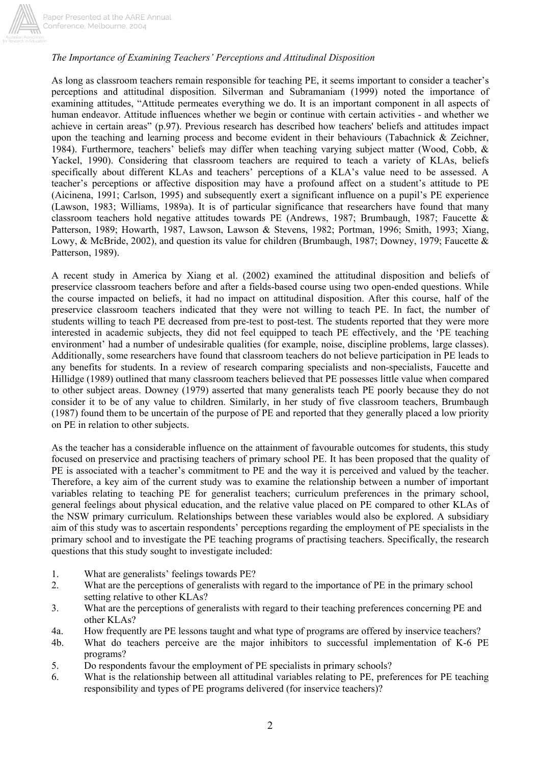*The Importance of Examining Teachers' Perceptions and Attitudinal Disposition*

As long as classroom teachers remain responsible for teaching PE, it seems important to consider a teacher's perceptions and attitudinal disposition. Silverman and Subramaniam (1999) noted the importance of examining attitudes, "Attitude permeates everything we do. It is an important component in all aspects of human endeavor. Attitude influences whether we begin or continue with certain activities - and whether we achieve in certain areas" (p.97). Previous research has described how teachers' beliefs and attitudes impact upon the teaching and learning process and become evident in their behaviours (Tabachnick & Zeichner, 1984). Furthermore, teachers' beliefs may differ when teaching varying subject matter (Wood, Cobb, & Yackel, 1990). Considering that classroom teachers are required to teach a variety of KLAs, beliefs specifically about different KLAs and teachers' perceptions of a KLA's value need to be assessed. A teacher's perceptions or affective disposition may have a profound affect on a student's attitude to PE (Aicinena, 1991; Carlson, 1995) and subsequently exert a significant influence on a pupil's PE experience (Lawson, 1983; Williams, 1989a). It is of particular significance that researchers have found that many classroom teachers hold negative attitudes towards PE (Andrews, 1987; Brumbaugh, 1987; Faucette & Patterson, 1989; Howarth, 1987, Lawson, Lawson & Stevens, 1982; Portman, 1996; Smith, 1993; Xiang, Lowy, & McBride, 2002), and question its value for children (Brumbaugh, 1987; Downey, 1979; Faucette & Patterson, 1989).

A recent study in America by Xiang et al. (2002) examined the attitudinal disposition and beliefs of preservice classroom teachers before and after a fields-based course using two open-ended questions. While the course impacted on beliefs, it had no impact on attitudinal disposition. After this course, half of the preservice classroom teachers indicated that they were not willing to teach PE. In fact, the number of students willing to teach PE decreased from pre-test to post-test. The students reported that they were more interested in academic subjects, they did not feel equipped to teach PE effectively, and the 'PE teaching environment' had a number of undesirable qualities (for example, noise, discipline problems, large classes). Additionally, some researchers have found that classroom teachers do not believe participation in PE leads to any benefits for students. In a review of research comparing specialists and non-specialists, Faucette and Hillidge (1989) outlined that many classroom teachers believed that PE possesses little value when compared to other subject areas. Downey (1979) asserted that many generalists teach PE poorly because they do not consider it to be of any value to children. Similarly, in her study of five classroom teachers, Brumbaugh (1987) found them to be uncertain of the purpose of PE and reported that they generally placed a low priority on PE in relation to other subjects.

As the teacher has a considerable influence on the attainment of favourable outcomes for students, this study focused on preservice and practising teachers of primary school PE. It has been proposed that the quality of PE is associated with a teacher's commitment to PE and the way it is perceived and valued by the teacher. Therefore, a key aim of the current study was to examine the relationship between a number of important variables relating to teaching PE for generalist teachers; curriculum preferences in the primary school, general feelings about physical education, and the relative value placed on PE compared to other KLAs of the NSW primary curriculum. Relationships between these variables would also be explored. A subsidiary aim of this study was to ascertain respondents' perceptions regarding the employment of PE specialists in the primary school and to investigate the PE teaching programs of practising teachers. Specifically, the research questions that this study sought to investigate included:

1. What are generalists' feelings towards PE?
2. What are the perceptions of generalists with regard to the importance of PE in the primary school setting relative to other KLAs?
3. What are the perceptions of generalists with regard to their teaching preferences concerning PE and other KLAs?

4a. How frequently are PE lessons taught and what type of programs are offered by inservice teachers?

4b. What do teachers perceive are the major inhibitors to successful implementation of K-6 PE programs?

5. Do respondents favour the employment of PE specialists in primary schools?
6. What is the relationship between all attitudinal variables relating to PE, preferences for PE teaching responsibility and types of PE programs delivered (for inservice teachers)?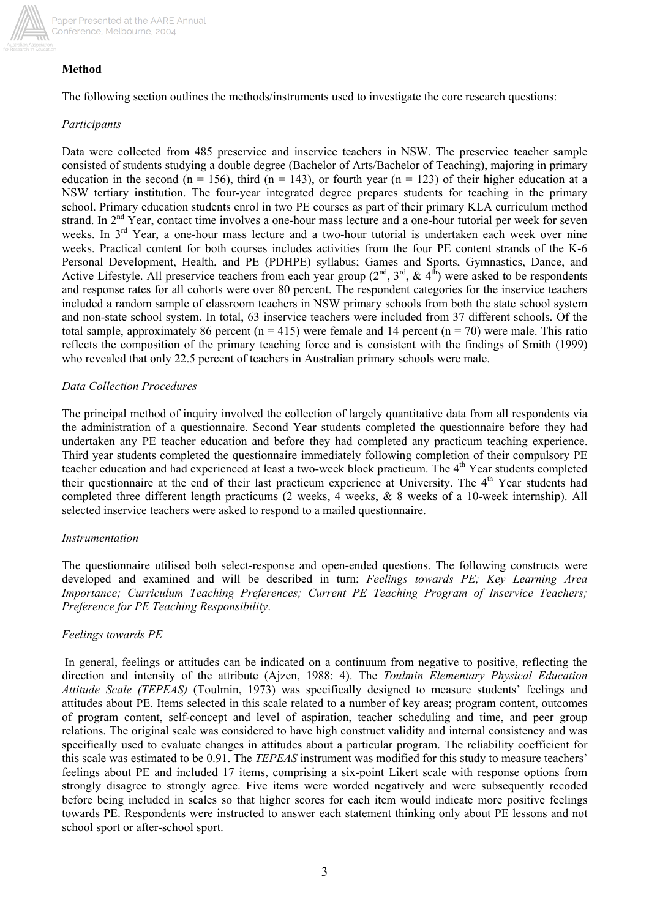**Method**

The following section outlines the methods/instruments used to investigate the core research questions:

*Participants*

Data were collected from 485 preservice and inservice teachers in NSW. The preservice teacher sample consisted of students studying a double degree (Bachelor of Arts/Bachelor of Teaching), majoring in primary education in the second (n = 156), third (n = 143), or fourth year (n = 123) of their higher education at a NSW tertiary institution. The four-year integrated degree prepares students for teaching in the primary school. Primary education students enrol in two PE courses as part of their primary KLA curriculum method strand. In 2nd Year, contact time involves a one-hour mass lecture and a one-hour tutorial per week for seven weeks. In 3rd Year, a one-hour mass lecture and a two-hour tutorial is undertaken each week over nine weeks. Practical content for both courses includes activities from the four PE content strands of the K-6 Personal Development, Health, and PE (PDHPE) syllabus; Games and Sports, Gymnastics, Dance, and Active Lifestyle. All preservice teachers from each year group (2nd, 3rd, & 4th) were asked to be respondents and response rates for all cohorts were over 80 percent. The respondent categories for the inservice teachers included a random sample of classroom teachers in NSW primary schools from both the state school system and non-state school system. In total, 63 inservice teachers were included from 37 different schools. Of the total sample, approximately 86 percent (n = 415) were female and 14 percent (n = 70) were male. This ratio reflects the composition of the primary teaching force and is consistent with the findings of Smith (1999) who revealed that only 22.5 percent of teachers in Australian primary schools were male.

*Data Collection Procedures*

The principal method of inquiry involved the collection of largely quantitative data from all respondents via the administration of a questionnaire. Second Year students completed the questionnaire before they had undertaken any PE teacher education and before they had completed any practicum teaching experience. Third year students completed the questionnaire immediately following completion of their compulsory PE teacher education and had experienced at least a two-week block practicum. The 4th Year students completed their questionnaire at the end of their last practicum experience at University. The 4th Year students had completed three different length practicums (2 weeks, 4 weeks, & 8 weeks of a 10-week internship). All selected inservice teachers were asked to respond to a mailed questionnaire.

*Instrumentation*

The questionnaire utilised both select-response and open-ended questions. The following constructs were developed and examined and will be described in turn; *Feelings towards PE; Key Learning Area Importance; Curriculum Teaching Preferences; Current PE Teaching Program of Inservice Teachers; Preference for PE Teaching Responsibility*.

*Feelings towards PE*

In general, feelings or attitudes can be indicated on a continuum from negative to positive, reflecting the direction and intensity of the attribute (Ajzen, 1988: 4). The *Toulmin Elementary Physical Education Attitude Scale (TEPEAS)* (Toulmin, 1973) was specifically designed to measure students' feelings and attitudes about PE. Items selected in this scale related to a number of key areas; program content, outcomes of program content, self-concept and level of aspiration, teacher scheduling and time, and peer group relations. The original scale was considered to have high construct validity and internal consistency and was specifically used to evaluate changes in attitudes about a particular program. The reliability coefficient for this scale was estimated to be 0.91. The *TEPEAS* instrument was modified for this study to measure teachers' feelings about PE and included 17 items, comprising a six-point Likert scale with response options from strongly disagree to strongly agree. Five items were worded negatively and were subsequently recoded before being included in scales so that higher scores for each item would indicate more positive feelings towards PE. Respondents were instructed to answer each statement thinking only about PE lessons and not school sport or after-school sport.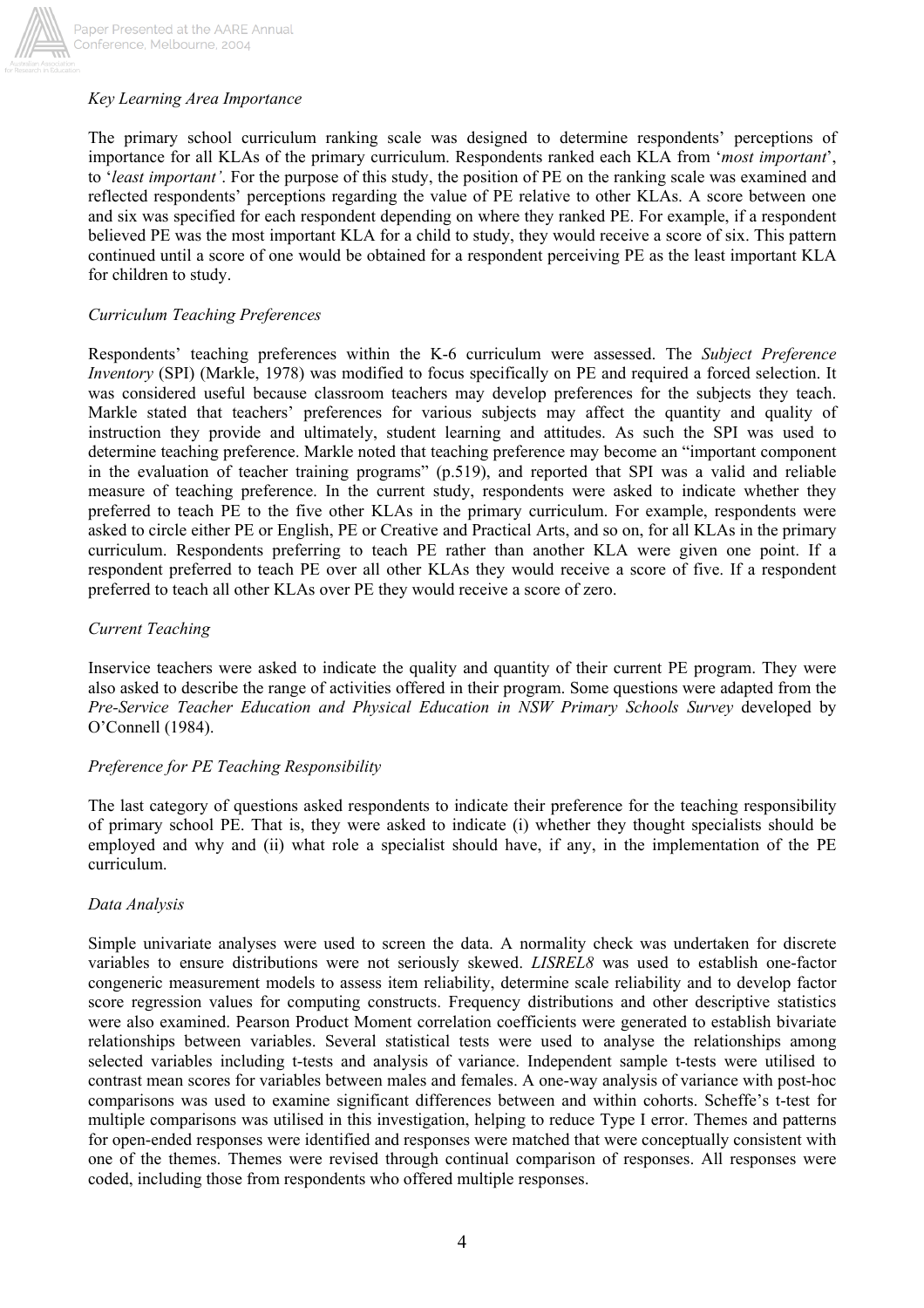*Key Learning Area Importance*

The primary school curriculum ranking scale was designed to determine respondents' perceptions of importance for all KLAs of the primary curriculum. Respondents ranked each KLA from '*most important*', to '*least important'*. For the purpose of this study, the position of PE on the ranking scale was examined and reflected respondents' perceptions regarding the value of PE relative to other KLAs. A score between one and six was specified for each respondent depending on where they ranked PE. For example, if a respondent believed PE was the most important KLA for a child to study, they would receive a score of six. This pattern continued until a score of one would be obtained for a respondent perceiving PE as the least important KLA for children to study.

*Curriculum Teaching Preferences*

Respondents' teaching preferences within the K-6 curriculum were assessed. The *Subject Preference Inventory* (SPI) (Markle, 1978) was modified to focus specifically on PE and required a forced selection. It was considered useful because classroom teachers may develop preferences for the subjects they teach. Markle stated that teachers' preferences for various subjects may affect the quantity and quality of instruction they provide and ultimately, student learning and attitudes. As such the SPI was used to determine teaching preference. Markle noted that teaching preference may become an "important component in the evaluation of teacher training programs" (p.519), and reported that SPI was a valid and reliable measure of teaching preference. In the current study, respondents were asked to indicate whether they preferred to teach PE to the five other KLAs in the primary curriculum. For example, respondents were asked to circle either PE or English, PE or Creative and Practical Arts, and so on, for all KLAs in the primary curriculum. Respondents preferring to teach PE rather than another KLA were given one point. If a respondent preferred to teach PE over all other KLAs they would receive a score of five. If a respondent preferred to teach all other KLAs over PE they would receive a score of zero.

*Current Teaching*

Inservice teachers were asked to indicate the quality and quantity of their current PE program. They were also asked to describe the range of activities offered in their program. Some questions were adapted from the *Pre-Service Teacher Education and Physical Education in NSW Primary Schools Survey* developed by O'Connell (1984).

*Preference for PE Teaching Responsibility*

The last category of questions asked respondents to indicate their preference for the teaching responsibility of primary school PE. That is, they were asked to indicate (i) whether they thought specialists should be employed and why and (ii) what role a specialist should have, if any, in the implementation of the PE curriculum.

*Data Analysis*

Simple univariate analyses were used to screen the data. A normality check was undertaken for discrete variables to ensure distributions were not seriously skewed. *LISREL8* was used to establish one-factor congeneric measurement models to assess item reliability, determine scale reliability and to develop factor score regression values for computing constructs. Frequency distributions and other descriptive statistics were also examined. Pearson Product Moment correlation coefficients were generated to establish bivariate relationships between variables. Several statistical tests were used to analyse the relationships among selected variables including t-tests and analysis of variance. Independent sample t-tests were utilised to contrast mean scores for variables between males and females. A one-way analysis of variance with post-hoc comparisons was used to examine significant differences between and within cohorts. Scheffe's t-test for multiple comparisons was utilised in this investigation, helping to reduce Type I error. Themes and patterns for open-ended responses were identified and responses were matched that were conceptually consistent with one of the themes. Themes were revised through continual comparison of responses. All responses were coded, including those from respondents who offered multiple responses.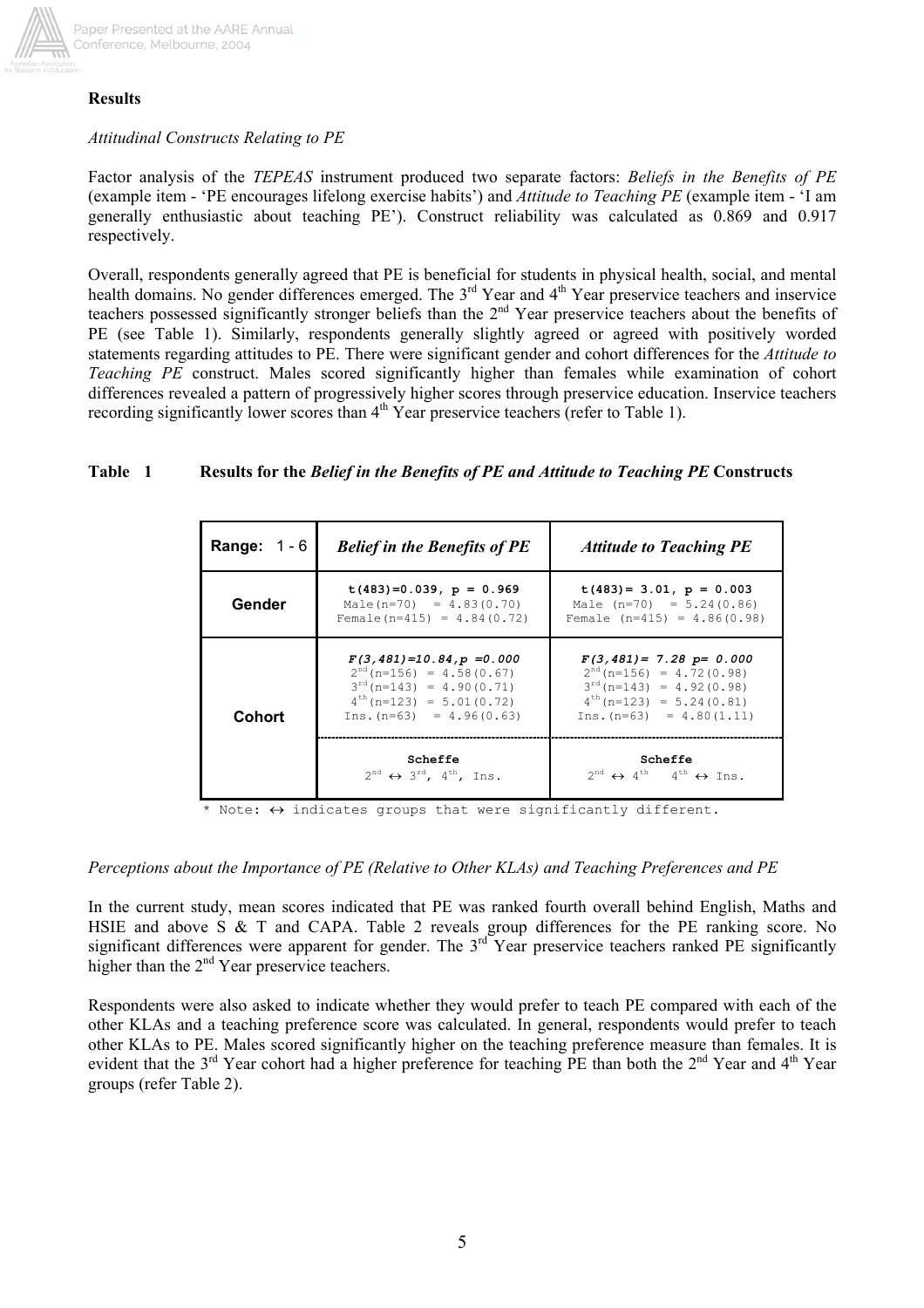**Results**

*Attitudinal Constructs Relating to PE*

Factor analysis of the *TEPEAS* instrument produced two separate factors: *Beliefs in the Benefits of PE* (example item - 'PE encourages lifelong exercise habits') and *Attitude to Teaching PE* (example item - 'I am generally enthusiastic about teaching PE'). Construct reliability was calculated as 0.869 and 0.917 respectively.

Overall, respondents generally agreed that PE is beneficial for students in physical health, social, and mental health domains. No gender differences emerged. The 3rd Year and 4th Year preservice teachers and inservice teachers possessed significantly stronger beliefs than the 2nd Year preservice teachers about the benefits of PE (see Table 1). Similarly, respondents generally slightly agreed or agreed with positively worded statements regarding attitudes to PE. There were significant gender and cohort differences for the *Attitude to Teaching PE* construct. Males scored significantly higher than females while examination of cohort differences revealed a pattern of progressively higher scores through preservice education. Inservice teachers recording significantly lower scores than 4th Year preservice teachers (refer to Table 1).

**Table 1 Results for the *Belief in the Benefits of PE and Attitude to Teaching PE* Constructs**

| **Range:** 1 - 6 | ***Belief in the Benefits of PE*** | ***Attitude to Teaching PE*** |
|---|---|---|
| **Gender** | $t(483)=0.039$, $p = 0.969$<br>Male(n=70) = 4.83(0.70)<br>Female(n=415) = 4.84(0.72) | $t(483)= 3.01$, $p = 0.003$<br>Male (n=70) = 5.24(0.86)<br>Female (n=415) = 4.86(0.98) |
| **Cohort** | $F(3,481)=10.84$, $p = 0.000$<br>2nd(n=156) = 4.58(0.67)<br>3rd(n=143) = 4.90(0.71)<br>4th(n=123) = 5.01(0.72)<br>Ins.(n=63) = 4.96(0.63) | $F(3,481)= 7.28$ $p= 0.000$<br>2nd(n=156) = 4.72(0.98)<br>3rd(n=143) = 4.92(0.98)<br>4th(n=123) = 5.24(0.81)<br>Ins.(n=63) = 4.80(1.11) |
| | **Scheffe**<br>2nd ↔ 3rd, 4th, Ins. | **Scheffe**<br>2nd ↔ 4th 4th ↔ Ins. |

\* Note: ↔ indicates groups that were significantly different.

*Perceptions about the Importance of PE (Relative to Other KLAs) and Teaching Preferences and PE*

In the current study, mean scores indicated that PE was ranked fourth overall behind English, Maths and HSIE and above S & T and CAPA. Table 2 reveals group differences for the PE ranking score. No significant differences were apparent for gender. The 3rd Year preservice teachers ranked PE significantly higher than the 2nd Year preservice teachers.

Respondents were also asked to indicate whether they would prefer to teach PE compared with each of the other KLAs and a teaching preference score was calculated. In general, respondents would prefer to teach other KLAs to PE. Males scored significantly higher on the teaching preference measure than females. It is evident that the 3rd Year cohort had a higher preference for teaching PE than both the 2nd Year and 4th Year groups (refer Table 2).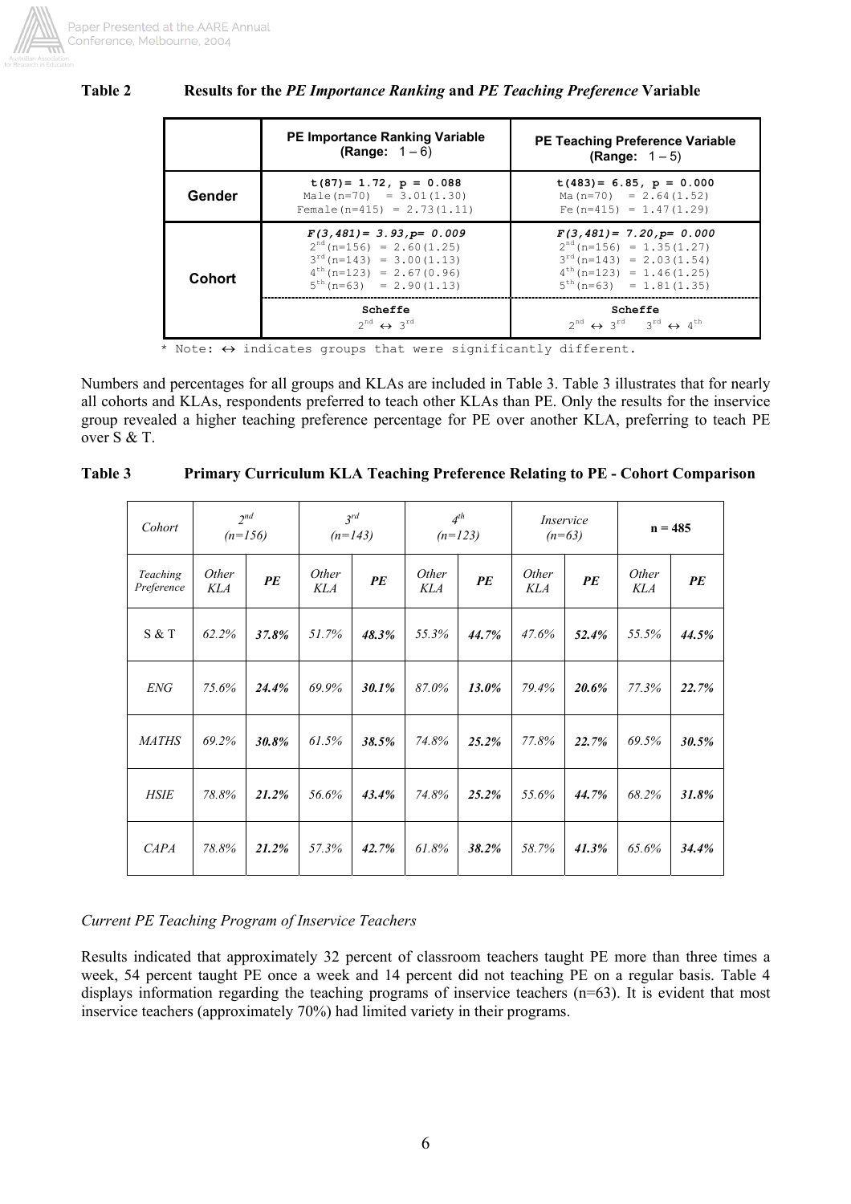**Table 2 Results for the *PE Importance Ranking* and *PE Teaching Preference* Variable**

| | PE Importance Ranking Variable (Range: 1 – 6) | PE Teaching Preference Variable (Range: 1 – 5) |
|---|---|---|
| **Gender** | $t(87) = 1.72$, $p = 0.088$<br>Male(n=70) = 3.01(1.30)<br>Female(n=415) = 2.73(1.11) | $t(483) = 6.85$, $p = 0.000$<br>Ma(n=70) = 2.64(1.52)<br>Fe(n=415) = 1.47(1.29) |
| **Cohort** | $F(3,481) = 3.93$, $p = 0.009$<br>2nd(n=156) = 2.60(1.25)<br>3rd(n=143) = 3.00(1.13)<br>4th(n=123) = 2.67(0.96)<br>5th(n=63) = 2.90(1.13) | $F(3,481) = 7.20$, $p = 0.000$<br>2nd(n=156) = 1.35(1.27)<br>3rd(n=143) = 2.03(1.54)<br>4th(n=123) = 1.46(1.25)<br>5th(n=63) = 1.81(1.35) |
| | **Scheffe**<br>2nd ↔ 3rd | **Scheffe**<br>2nd ↔ 3rd 3rd ↔ 4th |

\* Note: ↔ indicates groups that were significantly different.

Numbers and percentages for all groups and KLAs are included in Table 3. Table 3 illustrates that for nearly all cohorts and KLAs, respondents preferred to teach other KLAs than PE. Only the results for the inservice group revealed a higher teaching preference percentage for PE over another KLA, preferring to teach PE over S & T.

**Table 3 Primary Curriculum KLA Teaching Preference Relating to PE - Cohort Comparison**

| *Cohort* | *2nd (n=156)* | | *3rd (n=143)* | | *4th (n=123)* | | *Inservice (n=63)* | | **n = 485** | |
|---|---|---|---|---|---|---|---|---|---|---|
| *Teaching Preference* | *Other KLA* | ***PE*** | *Other KLA* | ***PE*** | *Other KLA* | ***PE*** | *Other KLA* | ***PE*** | *Other KLA* | ***PE*** |
| S & T | *62.2%* | ***37.8%*** | *51.7%* | ***48.3%*** | *55.3%* | ***44.7%*** | *47.6%* | ***52.4%*** | *55.5%* | ***44.5%*** |
| *ENG* | *75.6%* | ***24.4%*** | *69.9%* | ***30.1%*** | *87.0%* | ***13.0%*** | *79.4%* | ***20.6%*** | *77.3%* | ***22.7%*** |
| *MATHS* | *69.2%* | ***30.8%*** | *61.5%* | ***38.5%*** | *74.8%* | ***25.2%*** | *77.8%* | ***22.7%*** | *69.5%* | ***30.5%*** |
| *HSIE* | *78.8%* | ***21.2%*** | *56.6%* | ***43.4%*** | *74.8%* | ***25.2%*** | *55.6%* | ***44.7%*** | *68.2%* | ***31.8%*** |
| *CAPA* | *78.8%* | ***21.2%*** | *57.3%* | ***42.7%*** | *61.8%* | ***38.2%*** | *58.7%* | ***41.3%*** | *65.6%* | ***34.4%*** |

*Current PE Teaching Program of Inservice Teachers*

Results indicated that approximately 32 percent of classroom teachers taught PE more than three times a week, 54 percent taught PE once a week and 14 percent did not teaching PE on a regular basis. Table 4 displays information regarding the teaching programs of inservice teachers (n=63). It is evident that most inservice teachers (approximately 70%) had limited variety in their programs.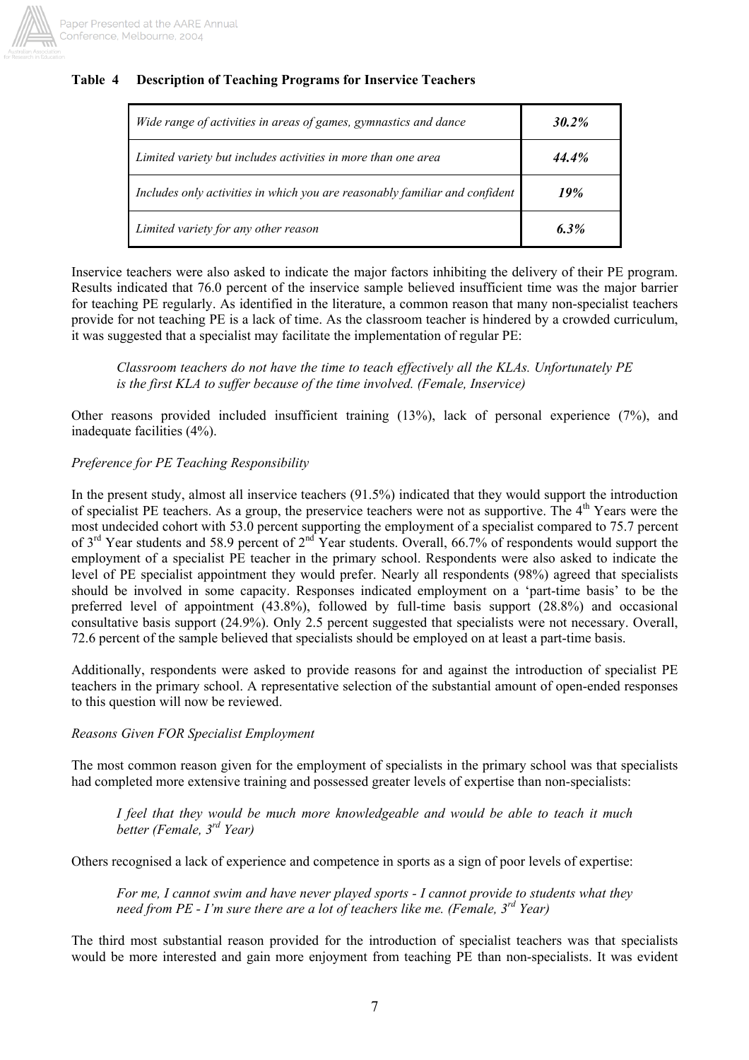**Table 4 Description of Teaching Programs for Inservice Teachers**

| | |
|---|---|
| *Wide range of activities in areas of games, gymnastics and dance* | ***30.2%*** |
| *Limited variety but includes activities in more than one area* | ***44.4%*** |
| *Includes only activities in which you are reasonably familiar and confident* | ***19%*** |
| *Limited variety for any other reason* | ***6.3%*** |

Inservice teachers were also asked to indicate the major factors inhibiting the delivery of their PE program. Results indicated that 76.0 percent of the inservice sample believed insufficient time was the major barrier for teaching PE regularly. As identified in the literature, a common reason that many non-specialist teachers provide for not teaching PE is a lack of time. As the classroom teacher is hindered by a crowded curriculum, it was suggested that a specialist may facilitate the implementation of regular PE:

> *Classroom teachers do not have the time to teach effectively all the KLAs. Unfortunately PE is the first KLA to suffer because of the time involved. (Female, Inservice)*

Other reasons provided included insufficient training (13%), lack of personal experience (7%), and inadequate facilities (4%).

*Preference for PE Teaching Responsibility*

In the present study, almost all inservice teachers (91.5%) indicated that they would support the introduction of specialist PE teachers. As a group, the preservice teachers were not as supportive. The 4th Years were the most undecided cohort with 53.0 percent supporting the employment of a specialist compared to 75.7 percent of 3rd Year students and 58.9 percent of 2nd Year students. Overall, 66.7% of respondents would support the employment of a specialist PE teacher in the primary school. Respondents were also asked to indicate the level of PE specialist appointment they would prefer. Nearly all respondents (98%) agreed that specialists should be involved in some capacity. Responses indicated employment on a 'part-time basis' to be the preferred level of appointment (43.8%), followed by full-time basis support (28.8%) and occasional consultative basis support (24.9%). Only 2.5 percent suggested that specialists were not necessary. Overall, 72.6 percent of the sample believed that specialists should be employed on at least a part-time basis.

Additionally, respondents were asked to provide reasons for and against the introduction of specialist PE teachers in the primary school. A representative selection of the substantial amount of open-ended responses to this question will now be reviewed.

*Reasons Given FOR Specialist Employment*

The most common reason given for the employment of specialists in the primary school was that specialists had completed more extensive training and possessed greater levels of expertise than non-specialists:

> *I feel that they would be much more knowledgeable and would be able to teach it much better (Female, 3rd Year)*

Others recognised a lack of experience and competence in sports as a sign of poor levels of expertise:

> *For me, I cannot swim and have never played sports - I cannot provide to students what they need from PE - I'm sure there are a lot of teachers like me. (Female, 3rd Year)*

The third most substantial reason provided for the introduction of specialist teachers was that specialists would be more interested and gain more enjoyment from teaching PE than non-specialists. It was evident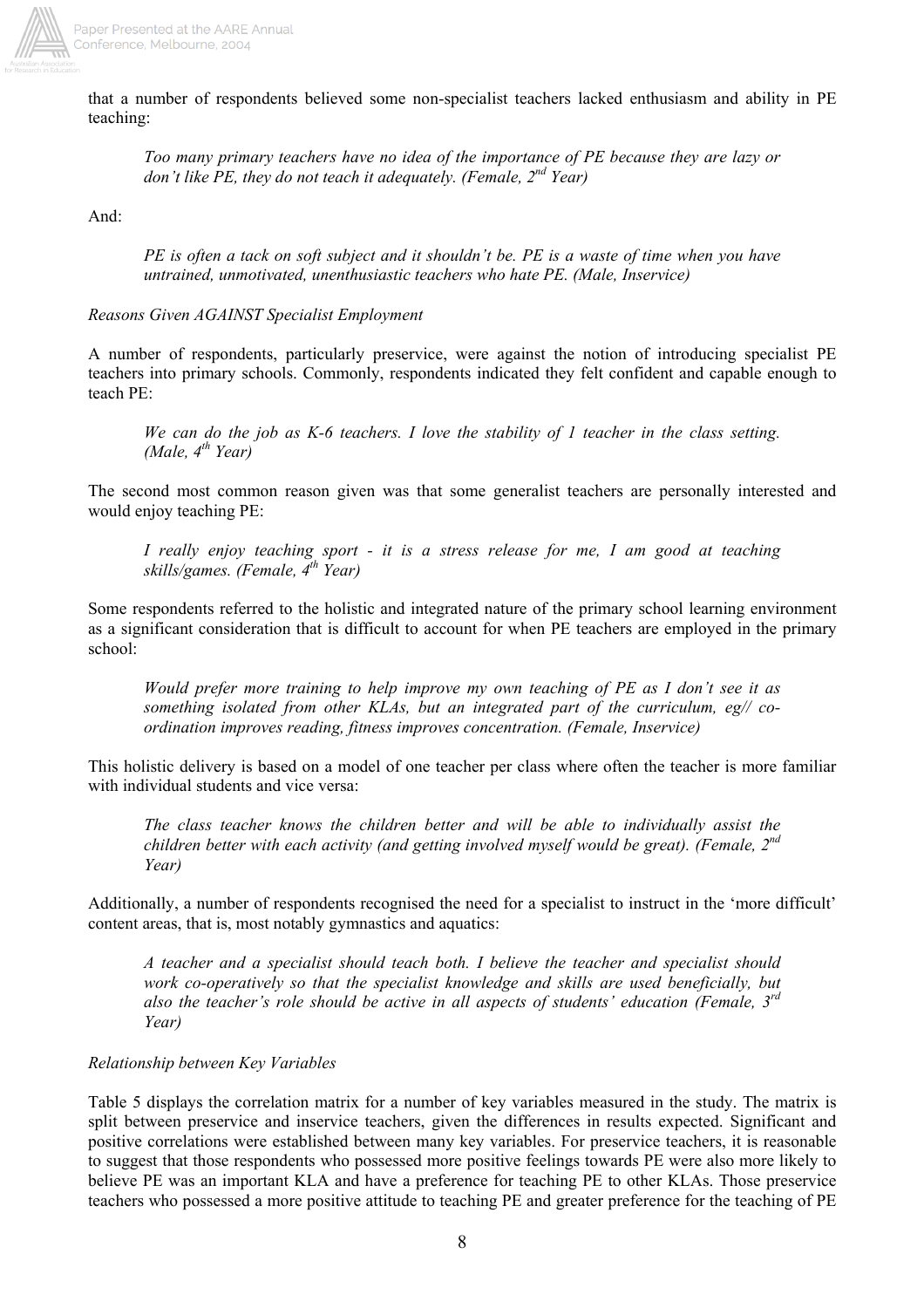that a number of respondents believed some non-specialist teachers lacked enthusiasm and ability in PE teaching:

> *Too many primary teachers have no idea of the importance of PE because they are lazy or don't like PE, they do not teach it adequately. (Female, 2nd Year)*

And:

> *PE is often a tack on soft subject and it shouldn't be. PE is a waste of time when you have untrained, unmotivated, unenthusiastic teachers who hate PE. (Male, Inservice)*

*Reasons Given AGAINST Specialist Employment*

A number of respondents, particularly preservice, were against the notion of introducing specialist PE teachers into primary schools. Commonly, respondents indicated they felt confident and capable enough to teach PE:

> *We can do the job as K-6 teachers. I love the stability of 1 teacher in the class setting. (Male, 4th Year)*

The second most common reason given was that some generalist teachers are personally interested and would enjoy teaching PE:

> *I really enjoy teaching sport - it is a stress release for me, I am good at teaching skills/games. (Female, 4th Year)*

Some respondents referred to the holistic and integrated nature of the primary school learning environment as a significant consideration that is difficult to account for when PE teachers are employed in the primary school:

> *Would prefer more training to help improve my own teaching of PE as I don't see it as something isolated from other KLAs, but an integrated part of the curriculum, eg// co-ordination improves reading, fitness improves concentration. (Female, Inservice)*

This holistic delivery is based on a model of one teacher per class where often the teacher is more familiar with individual students and vice versa:

> *The class teacher knows the children better and will be able to individually assist the children better with each activity (and getting involved myself would be great). (Female, 2nd Year)*

Additionally, a number of respondents recognised the need for a specialist to instruct in the 'more difficult' content areas, that is, most notably gymnastics and aquatics:

> *A teacher and a specialist should teach both. I believe the teacher and specialist should work co-operatively so that the specialist knowledge and skills are used beneficially, but also the teacher's role should be active in all aspects of students' education (Female, 3rd Year)*

*Relationship between Key Variables*

Table 5 displays the correlation matrix for a number of key variables measured in the study. The matrix is split between preservice and inservice teachers, given the differences in results expected. Significant and positive correlations were established between many key variables. For preservice teachers, it is reasonable to suggest that those respondents who possessed more positive feelings towards PE were also more likely to believe PE was an important KLA and have a preference for teaching PE to other KLAs. Those preservice teachers who possessed a more positive attitude to teaching PE and greater preference for the teaching of PE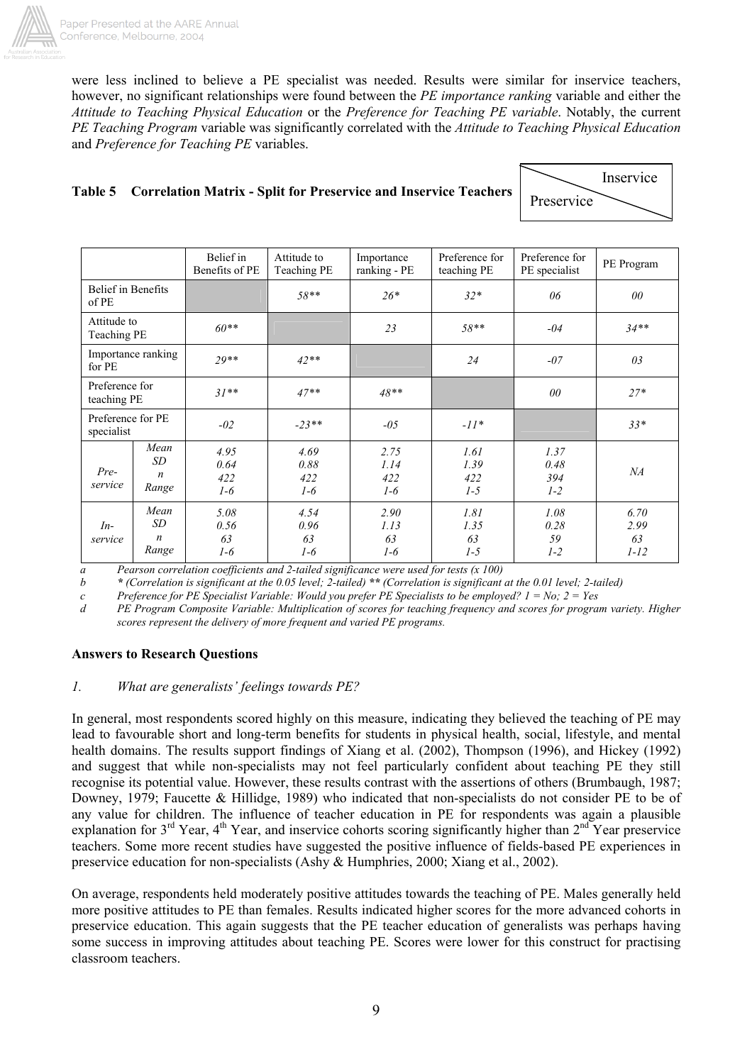were less inclined to believe a PE specialist was needed. Results were similar for inservice teachers, however, no significant relationships were found between the *PE importance ranking* variable and either the *Attitude to Teaching Physical Education* or the *Preference for Teaching PE variable*. Notably, the current *PE Teaching Program* variable was significantly correlated with the *Attitude to Teaching Physical Education* and *Preference for Teaching PE* variables.

**Table 5 Correlation Matrix - Split for Preservice and Inservice Teachers**

(Upper triangle: Inservice; Lower triangle: Preservice)

| | | Belief in Benefits of PE | Attitude to Teaching PE | Importance ranking - PE | Preference for teaching PE | Preference for PE specialist | PE Program |
|---|---|---|---|---|---|---|---|
| Belief in Benefits of PE | | | *58\*\** | *26\** | *32\** | *06* | *00* |
| Attitude to Teaching PE | | *60\*\** | | *23* | *58\*\** | *-04* | *34\*\** |
| Importance ranking for PE | | *29\*\** | *42\*\** | | *24* | *-07* | *03* |
| Preference for teaching PE | | *31\*\** | *47\*\** | *48\*\** | | *00* | *27\** |
| Preference for PE specialist | | *-02* | *-23\*\** | *-05* | *-11\** | | *33\** |
| *Pre-service* | *Mean* | *4.95* | *4.69* | *2.75* | *1.61* | *1.37* | *NA* |
| | *SD* | *0.64* | *0.88* | *1.14* | *1.39* | *0.48* | |
| | *n* | *422* | *422* | *422* | *422* | *394* | |
| | *Range* | *1-6* | *1-6* | *1-6* | *1-5* | *1-2* | |
| *In-service* | *Mean* | *5.08* | *4.54* | *2.90* | *1.81* | *1.08* | *6.70* |
| | *SD* | *0.56* | *0.96* | *1.13* | *1.35* | *0.28* | *2.99* |
| | *n* | *63* | *63* | *63* | *63* | *59* | *63* |
| | *Range* | *1-6* | *1-6* | *1-6* | *1-5* | *1-2* | *1-12* |

*a Pearson correlation coefficients and 2-tailed significance were used for tests (x 100)*

*b \* (Correlation is significant at the 0.05 level; 2-tailed) \*\* (Correlation is significant at the 0.01 level; 2-tailed)*

*c Preference for PE Specialist Variable: Would you prefer PE Specialists to be employed? 1 = No; 2 = Yes*

*d PE Program Composite Variable: Multiplication of scores for teaching frequency and scores for program variety. Higher scores represent the delivery of more frequent and varied PE programs.*

### Answers to Research Questions

*1. What are generalists' feelings towards PE?*

In general, most respondents scored highly on this measure, indicating they believed the teaching of PE may lead to favourable short and long-term benefits for students in physical health, social, lifestyle, and mental health domains. The results support findings of Xiang et al. (2002), Thompson (1996), and Hickey (1992) and suggest that while non-specialists may not feel particularly confident about teaching PE they still recognise its potential value. However, these results contrast with the assertions of others (Brumbaugh, 1987; Downey, 1979; Faucette & Hillidge, 1989) who indicated that non-specialists do not consider PE to be of any value for children. The influence of teacher education in PE for respondents was again a plausible explanation for 3rd Year, 4th Year, and inservice cohorts scoring significantly higher than 2nd Year preservice teachers. Some more recent studies have suggested the positive influence of fields-based PE experiences in preservice education for non-specialists (Ashy & Humphries, 2000; Xiang et al., 2002).

On average, respondents held moderately positive attitudes towards the teaching of PE. Males generally held more positive attitudes to PE than females. Results indicated higher scores for the more advanced cohorts in preservice education. This again suggests that the PE teacher education of generalists was perhaps having some success in improving attitudes about teaching PE. Scores were lower for this construct for practising classroom teachers.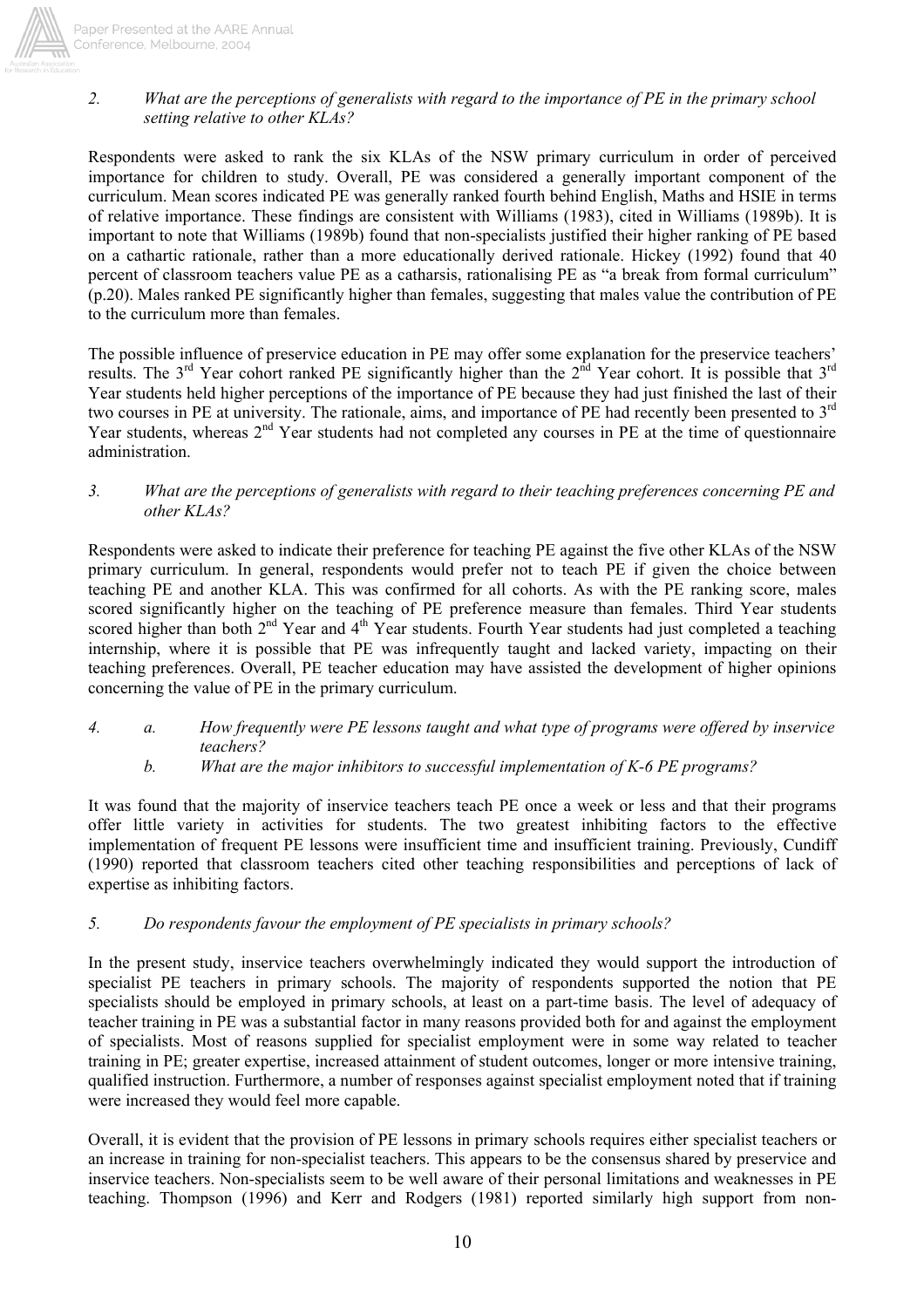2. *What are the perceptions of generalists with regard to the importance of PE in the primary school setting relative to other KLAs?*

Respondents were asked to rank the six KLAs of the NSW primary curriculum in order of perceived importance for children to study. Overall, PE was considered a generally important component of the curriculum. Mean scores indicated PE was generally ranked fourth behind English, Maths and HSIE in terms of relative importance. These findings are consistent with Williams (1983), cited in Williams (1989b). It is important to note that Williams (1989b) found that non-specialists justified their higher ranking of PE based on a cathartic rationale, rather than a more educationally derived rationale. Hickey (1992) found that 40 percent of classroom teachers value PE as a catharsis, rationalising PE as "a break from formal curriculum" (p.20). Males ranked PE significantly higher than females, suggesting that males value the contribution of PE to the curriculum more than females.

The possible influence of preservice education in PE may offer some explanation for the preservice teachers' results. The 3rd Year cohort ranked PE significantly higher than the 2nd Year cohort. It is possible that 3rd Year students held higher perceptions of the importance of PE because they had just finished the last of their two courses in PE at university. The rationale, aims, and importance of PE had recently been presented to 3rd Year students, whereas 2nd Year students had not completed any courses in PE at the time of questionnaire administration.

3. *What are the perceptions of generalists with regard to their teaching preferences concerning PE and other KLAs?*

Respondents were asked to indicate their preference for teaching PE against the five other KLAs of the NSW primary curriculum. In general, respondents would prefer not to teach PE if given the choice between teaching PE and another KLA. This was confirmed for all cohorts. As with the PE ranking score, males scored significantly higher on the teaching of PE preference measure than females. Third Year students scored higher than both 2nd Year and 4th Year students. Fourth Year students had just completed a teaching internship, where it is possible that PE was infrequently taught and lacked variety, impacting on their teaching preferences. Overall, PE teacher education may have assisted the development of higher opinions concerning the value of PE in the primary curriculum.

4. a. *How frequently were PE lessons taught and what type of programs were offered by inservice teachers?*
   b. *What are the major inhibitors to successful implementation of K-6 PE programs?*

It was found that the majority of inservice teachers teach PE once a week or less and that their programs offer little variety in activities for students. The two greatest inhibiting factors to the effective implementation of frequent PE lessons were insufficient time and insufficient training. Previously, Cundiff (1990) reported that classroom teachers cited other teaching responsibilities and perceptions of lack of expertise as inhibiting factors.

5. *Do respondents favour the employment of PE specialists in primary schools?*

In the present study, inservice teachers overwhelmingly indicated they would support the introduction of specialist PE teachers in primary schools. The majority of respondents supported the notion that PE specialists should be employed in primary schools, at least on a part-time basis. The level of adequacy of teacher training in PE was a substantial factor in many reasons provided both for and against the employment of specialists. Most of reasons supplied for specialist employment were in some way related to teacher training in PE; greater expertise, increased attainment of student outcomes, longer or more intensive training, qualified instruction. Furthermore, a number of responses against specialist employment noted that if training were increased they would feel more capable.

Overall, it is evident that the provision of PE lessons in primary schools requires either specialist teachers or an increase in training for non-specialist teachers. This appears to be the consensus shared by preservice and inservice teachers. Non-specialists seem to be well aware of their personal limitations and weaknesses in PE teaching. Thompson (1996) and Kerr and Rodgers (1981) reported similarly high support from non-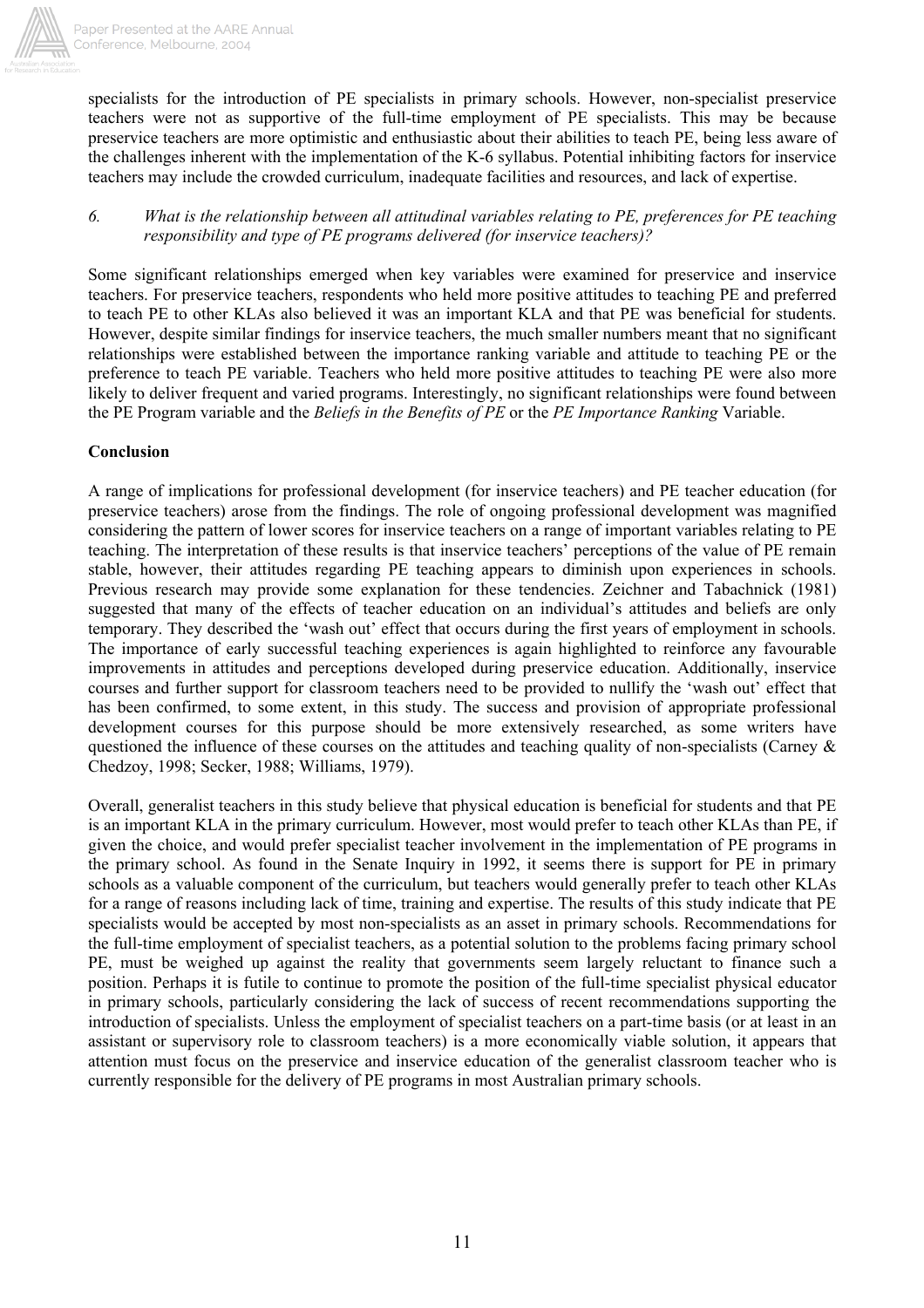specialists for the introduction of PE specialists in primary schools. However, non-specialist preservice teachers were not as supportive of the full-time employment of PE specialists. This may be because preservice teachers are more optimistic and enthusiastic about their abilities to teach PE, being less aware of the challenges inherent with the implementation of the K-6 syllabus. Potential inhibiting factors for inservice teachers may include the crowded curriculum, inadequate facilities and resources, and lack of expertise.

6. *What is the relationship between all attitudinal variables relating to PE, preferences for PE teaching responsibility and type of PE programs delivered (for inservice teachers)?*

Some significant relationships emerged when key variables were examined for preservice and inservice teachers. For preservice teachers, respondents who held more positive attitudes to teaching PE and preferred to teach PE to other KLAs also believed it was an important KLA and that PE was beneficial for students. However, despite similar findings for inservice teachers, the much smaller numbers meant that no significant relationships were established between the importance ranking variable and attitude to teaching PE or the preference to teach PE variable. Teachers who held more positive attitudes to teaching PE were also more likely to deliver frequent and varied programs. Interestingly, no significant relationships were found between the PE Program variable and the *Beliefs in the Benefits of PE* or the *PE Importance Ranking* Variable.

**Conclusion**

A range of implications for professional development (for inservice teachers) and PE teacher education (for preservice teachers) arose from the findings. The role of ongoing professional development was magnified considering the pattern of lower scores for inservice teachers on a range of important variables relating to PE teaching. The interpretation of these results is that inservice teachers' perceptions of the value of PE remain stable, however, their attitudes regarding PE teaching appears to diminish upon experiences in schools. Previous research may provide some explanation for these tendencies. Zeichner and Tabachnick (1981) suggested that many of the effects of teacher education on an individual's attitudes and beliefs are only temporary. They described the 'wash out' effect that occurs during the first years of employment in schools. The importance of early successful teaching experiences is again highlighted to reinforce any favourable improvements in attitudes and perceptions developed during preservice education. Additionally, inservice courses and further support for classroom teachers need to be provided to nullify the 'wash out' effect that has been confirmed, to some extent, in this study. The success and provision of appropriate professional development courses for this purpose should be more extensively researched, as some writers have questioned the influence of these courses on the attitudes and teaching quality of non-specialists (Carney & Chedzoy, 1998; Secker, 1988; Williams, 1979).

Overall, generalist teachers in this study believe that physical education is beneficial for students and that PE is an important KLA in the primary curriculum. However, most would prefer to teach other KLAs than PE, if given the choice, and would prefer specialist teacher involvement in the implementation of PE programs in the primary school. As found in the Senate Inquiry in 1992, it seems there is support for PE in primary schools as a valuable component of the curriculum, but teachers would generally prefer to teach other KLAs for a range of reasons including lack of time, training and expertise. The results of this study indicate that PE specialists would be accepted by most non-specialists as an asset in primary schools. Recommendations for the full-time employment of specialist teachers, as a potential solution to the problems facing primary school PE, must be weighed up against the reality that governments seem largely reluctant to finance such a position. Perhaps it is futile to continue to promote the position of the full-time specialist physical educator in primary schools, particularly considering the lack of success of recent recommendations supporting the introduction of specialists. Unless the employment of specialist teachers on a part-time basis (or at least in an assistant or supervisory role to classroom teachers) is a more economically viable solution, it appears that attention must focus on the preservice and inservice education of the generalist classroom teacher who is currently responsible for the delivery of PE programs in most Australian primary schools.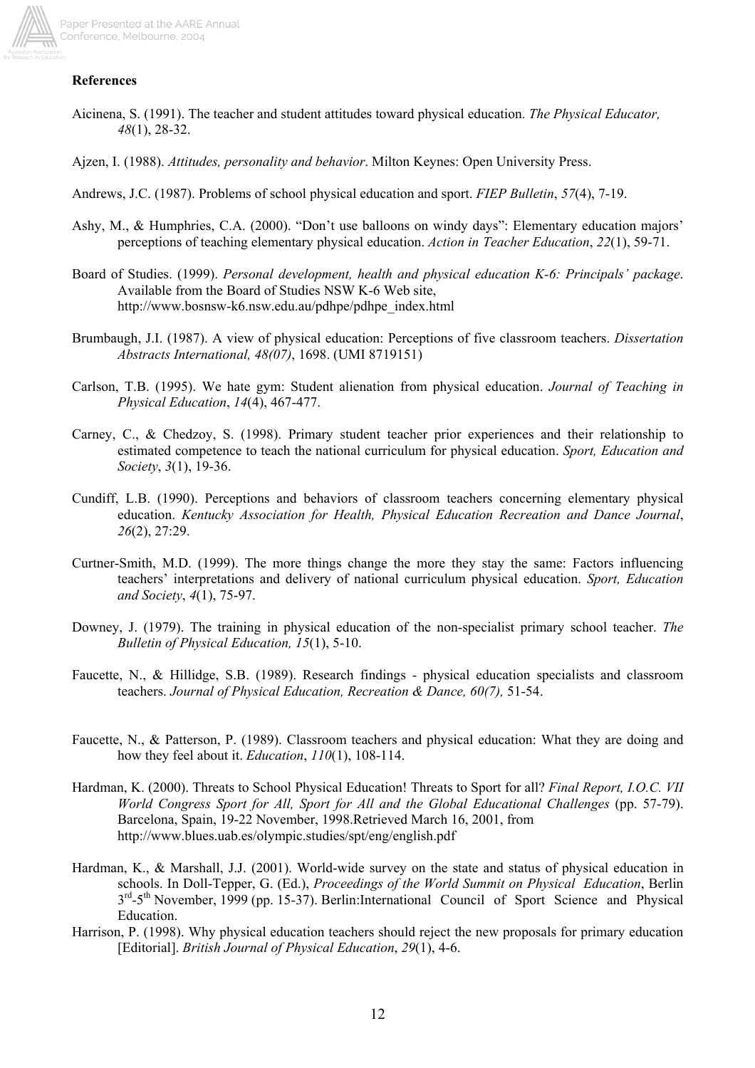**References**

Aicinena, S. (1991). The teacher and student attitudes toward physical education. *The Physical Educator, 48*(1), 28-32.

Ajzen, I. (1988). *Attitudes, personality and behavior*. Milton Keynes: Open University Press.

Andrews, J.C. (1987). Problems of school physical education and sport. *FIEP Bulletin*, *57*(4), 7-19.

Ashy, M., & Humphries, C.A. (2000). "Don't use balloons on windy days": Elementary education majors' perceptions of teaching elementary physical education. *Action in Teacher Education*, *22*(1), 59-71.

Board of Studies. (1999). *Personal development, health and physical education K-6: Principals' package*. Available from the Board of Studies NSW K-6 Web site, http://www.bosnsw-k6.nsw.edu.au/pdhpe/pdhpe_index.html

Brumbaugh, J.I. (1987). A view of physical education: Perceptions of five classroom teachers. *Dissertation Abstracts International, 48(07)*, 1698. (UMI 8719151)

Carlson, T.B. (1995). We hate gym: Student alienation from physical education. *Journal of Teaching in Physical Education*, *14*(4), 467-477.

Carney, C., & Chedzoy, S. (1998). Primary student teacher prior experiences and their relationship to estimated competence to teach the national curriculum for physical education. *Sport, Education and Society*, *3*(1), 19-36.

Cundiff, L.B. (1990). Perceptions and behaviors of classroom teachers concerning elementary physical education. *Kentucky Association for Health, Physical Education Recreation and Dance Journal*, *26*(2), 27:29.

Curtner-Smith, M.D. (1999). The more things change the more they stay the same: Factors influencing teachers' interpretations and delivery of national curriculum physical education. *Sport, Education and Society*, *4*(1), 75-97.

Downey, J. (1979). The training in physical education of the non-specialist primary school teacher. *The Bulletin of Physical Education, 15*(1), 5-10.

Faucette, N., & Hillidge, S.B. (1989). Research findings - physical education specialists and classroom teachers. *Journal of Physical Education, Recreation & Dance, 60(7),* 51-54.

Faucette, N., & Patterson, P. (1989). Classroom teachers and physical education: What they are doing and how they feel about it. *Education*, *110*(1), 108-114.

Hardman, K. (2000). Threats to School Physical Education! Threats to Sport for all? *Final Report, I.O.C. VII World Congress Sport for All, Sport for All and the Global Educational Challenges* (pp. 57-79). Barcelona, Spain, 19-22 November, 1998.Retrieved March 16, 2001, from http://www.blues.uab.es/olympic.studies/spt/eng/english.pdf

Hardman, K., & Marshall, J.J. (2001). World-wide survey on the state and status of physical education in schools. In Doll-Tepper, G. (Ed.), *Proceedings of the World Summit on Physical Education*, Berlin 3rd-5th November, 1999 (pp. 15-37). Berlin:International Council of Sport Science and Physical Education.

Harrison, P. (1998). Why physical education teachers should reject the new proposals for primary education [Editorial]. *British Journal of Physical Education*, *29*(1), 4-6.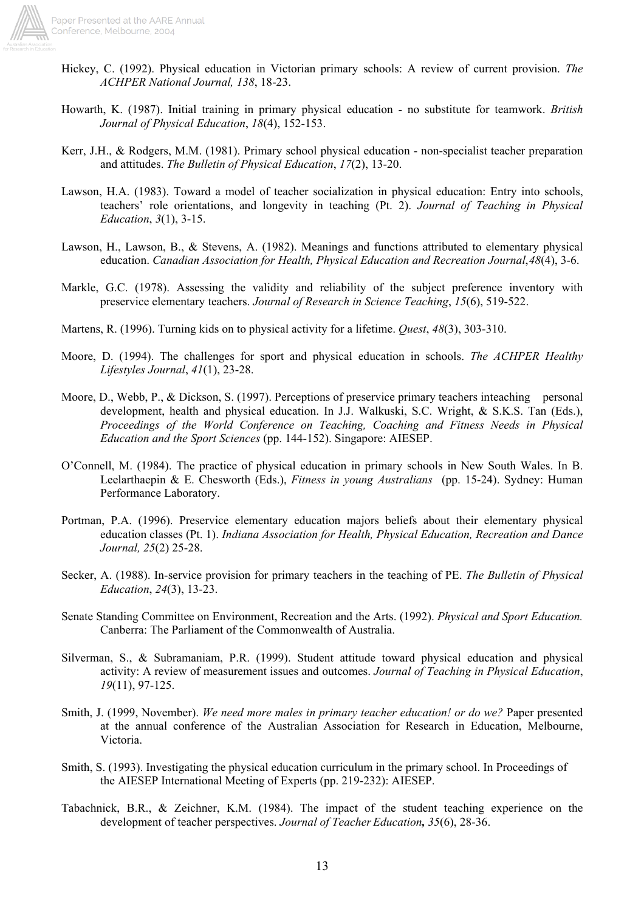Hickey, C. (1992). Physical education in Victorian primary schools: A review of current provision. *The ACHPER National Journal, 138*, 18-23.

Howarth, K. (1987). Initial training in primary physical education - no substitute for teamwork. *British Journal of Physical Education*, *18*(4), 152-153.

Kerr, J.H., & Rodgers, M.M. (1981). Primary school physical education - non-specialist teacher preparation and attitudes. *The Bulletin of Physical Education*, *17*(2), 13-20.

Lawson, H.A. (1983). Toward a model of teacher socialization in physical education: Entry into schools, teachers' role orientations, and longevity in teaching (Pt. 2). *Journal of Teaching in Physical Education*, *3*(1), 3-15.

Lawson, H., Lawson, B., & Stevens, A. (1982). Meanings and functions attributed to elementary physical education. *Canadian Association for Health, Physical Education and Recreation Journal*,*48*(4), 3-6.

Markle, G.C. (1978). Assessing the validity and reliability of the subject preference inventory with preservice elementary teachers. *Journal of Research in Science Teaching*, *15*(6), 519-522.

Martens, R. (1996). Turning kids on to physical activity for a lifetime. *Quest*, *48*(3), 303-310.

Moore, D. (1994). The challenges for sport and physical education in schools. *The ACHPER Healthy Lifestyles Journal*, *41*(1), 23-28.

Moore, D., Webb, P., & Dickson, S. (1997). Perceptions of preservice primary teachers inteaching personal development, health and physical education. In J.J. Walkuski, S.C. Wright, & S.K.S. Tan (Eds.), *Proceedings of the World Conference on Teaching, Coaching and Fitness Needs in Physical Education and the Sport Sciences* (pp. 144-152). Singapore: AIESEP.

O'Connell, M. (1984). The practice of physical education in primary schools in New South Wales. In B. Leelarthaepin & E. Chesworth (Eds.), *Fitness in young Australians* (pp. 15-24). Sydney: Human Performance Laboratory.

Portman, P.A. (1996). Preservice elementary education majors beliefs about their elementary physical education classes (Pt. 1). *Indiana Association for Health, Physical Education, Recreation and Dance Journal, 25*(2) 25-28.

Secker, A. (1988). In-service provision for primary teachers in the teaching of PE. *The Bulletin of Physical Education*, *24*(3), 13-23.

Senate Standing Committee on Environment, Recreation and the Arts. (1992). *Physical and Sport Education.* Canberra: The Parliament of the Commonwealth of Australia.

Silverman, S., & Subramaniam, P.R. (1999). Student attitude toward physical education and physical activity: A review of measurement issues and outcomes. *Journal of Teaching in Physical Education*, *19*(11), 97-125.

Smith, J. (1999, November). *We need more males in primary teacher education! or do we?* Paper presented at the annual conference of the Australian Association for Research in Education, Melbourne, Victoria.

Smith, S. (1993). Investigating the physical education curriculum in the primary school. In Proceedings of the AIESEP International Meeting of Experts (pp. 219-232): AIESEP.

Tabachnick, B.R., & Zeichner, K.M. (1984). The impact of the student teaching experience on the development of teacher perspectives. *Journal of Teacher Education*, ***35***(6), 28-36.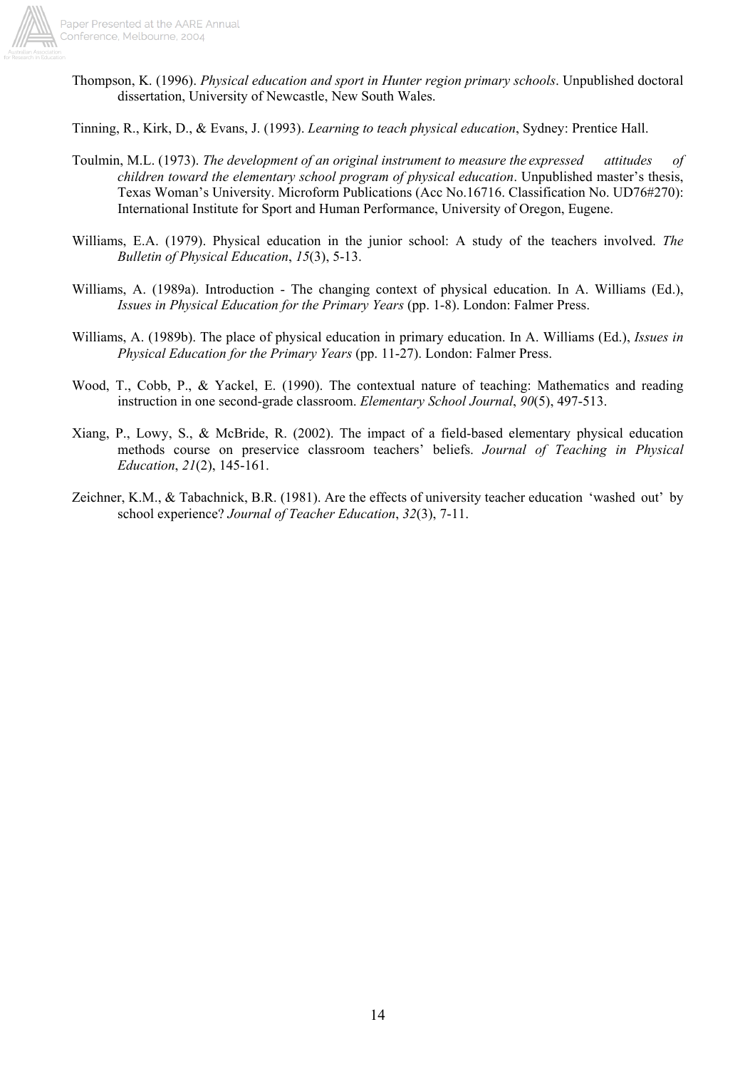Thompson, K. (1996). *Physical education and sport in Hunter region primary schools*. Unpublished doctoral dissertation, University of Newcastle, New South Wales.

Tinning, R., Kirk, D., & Evans, J. (1993). *Learning to teach physical education*, Sydney: Prentice Hall.

Toulmin, M.L. (1973). *The development of an original instrument to measure the expressed attitudes of children toward the elementary school program of physical education*. Unpublished master's thesis, Texas Woman's University. Microform Publications (Acc No.16716. Classification No. UD76#270): International Institute for Sport and Human Performance, University of Oregon, Eugene.

Williams, E.A. (1979). Physical education in the junior school: A study of the teachers involved. *The Bulletin of Physical Education*, *15*(3), 5-13.

Williams, A. (1989a). Introduction - The changing context of physical education. In A. Williams (Ed.), *Issues in Physical Education for the Primary Years* (pp. 1-8). London: Falmer Press.

Williams, A. (1989b). The place of physical education in primary education. In A. Williams (Ed.), *Issues in Physical Education for the Primary Years* (pp. 11-27). London: Falmer Press.

Wood, T., Cobb, P., & Yackel, E. (1990). The contextual nature of teaching: Mathematics and reading instruction in one second-grade classroom. *Elementary School Journal*, *90*(5), 497-513.

Xiang, P., Lowy, S., & McBride, R. (2002). The impact of a field-based elementary physical education methods course on preservice classroom teachers' beliefs. *Journal of Teaching in Physical Education*, *21*(2), 145-161.

Zeichner, K.M., & Tabachnick, B.R. (1981). Are the effects of university teacher education 'washed out' by school experience? *Journal of Teacher Education*, *32*(3), 7-11.